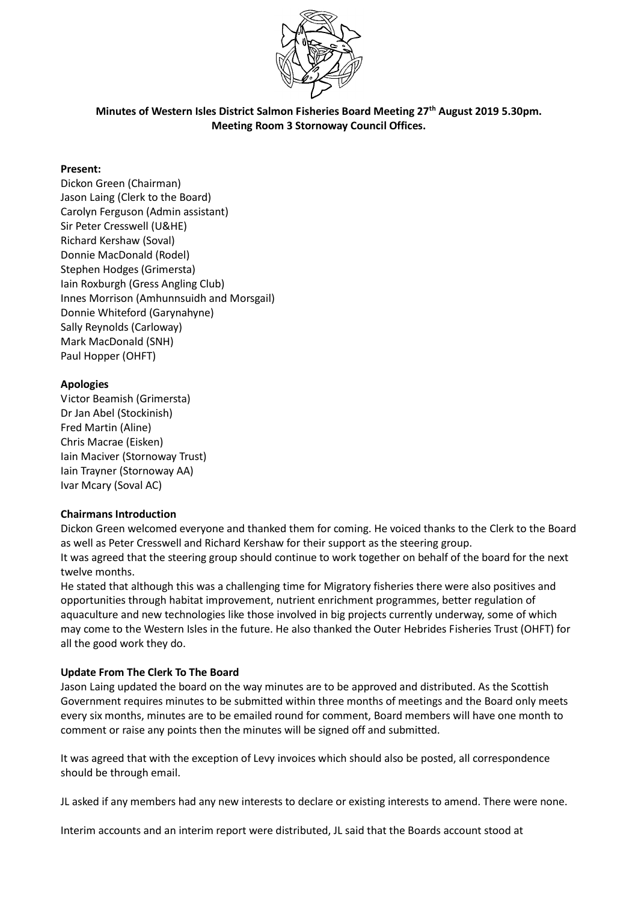**Minutes of Western Isles District Salmon Fisheries Board Meeting 27th August 2019 5.30pm. Meeting Room 3 Stornoway Council Offices.**

**Present:**

Dickon Green (Chairman)
Jason Laing (Clerk to the Board)
Carolyn Ferguson (Admin assistant)
Sir Peter Cresswell (U&HE)
Richard Kershaw (Soval)
Donnie MacDonald (Rodel)
Stephen Hodges (Grimersta)
Iain Roxburgh (Gress Angling Club)
Innes Morrison (Amhunnsuidh and Morsgail)
Donnie Whiteford (Garynahyne)
Sally Reynolds (Carloway)
Mark MacDonald (SNH)
Paul Hopper (OHFT)

**Apologies**

Victor Beamish (Grimersta)
Dr Jan Abel (Stockinish)
Fred Martin (Aline)
Chris Macrae (Eisken)
Iain Maciver (Stornoway Trust)
Iain Trayner (Stornoway AA)
Ivar Mcary (Soval AC)

**Chairmans Introduction**

Dickon Green welcomed everyone and thanked them for coming. He voiced thanks to the Clerk to the Board as well as Peter Cresswell and Richard Kershaw for their support as the steering group.
It was agreed that the steering group should continue to work together on behalf of the board for the next twelve months.
He stated that although this was a challenging time for Migratory fisheries there were also positives and opportunities through habitat improvement, nutrient enrichment programmes, better regulation of aquaculture and new technologies like those involved in big projects currently underway, some of which may come to the Western Isles in the future. He also thanked the Outer Hebrides Fisheries Trust (OHFT) for all the good work they do.

**Update From The Clerk To The Board**

Jason Laing updated the board on the way minutes are to be approved and distributed. As the Scottish Government requires minutes to be submitted within three months of meetings and the Board only meets every six months, minutes are to be emailed round for comment, Board members will have one month to comment or raise any points then the minutes will be signed off and submitted.

It was agreed that with the exception of Levy invoices which should also be posted, all correspondence should be through email.

JL asked if any members had any new interests to declare or existing interests to amend. There were none.

Interim accounts and an interim report were distributed, JL said that the Boards account stood at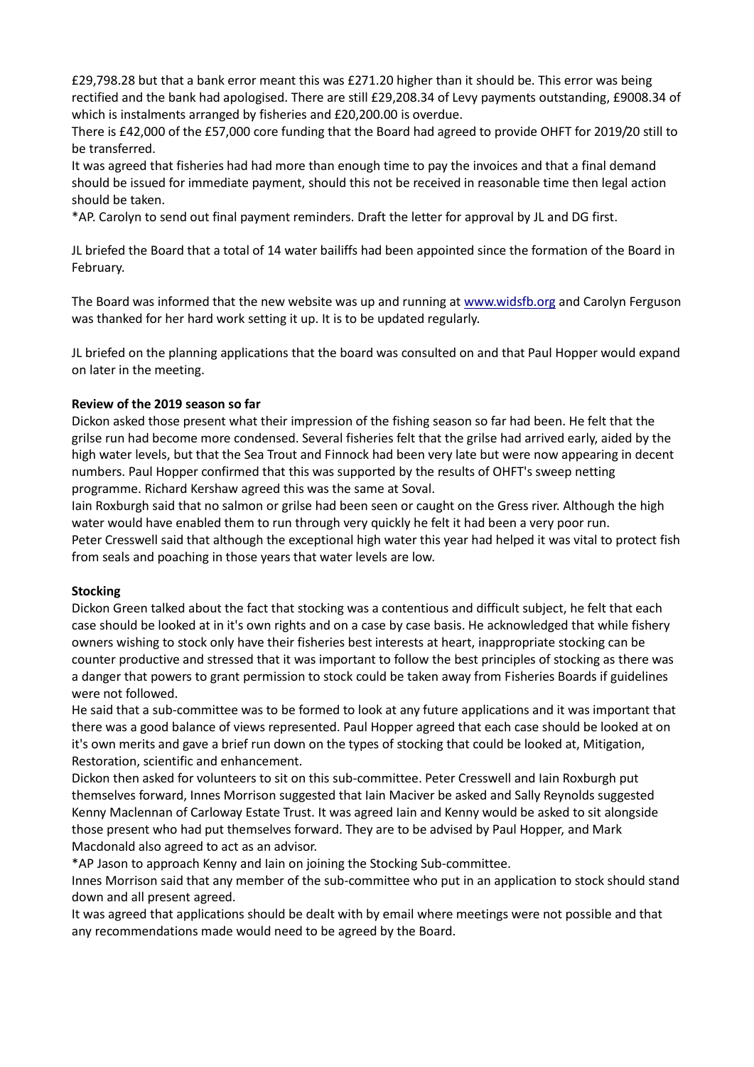£29,798.28 but that a bank error meant this was £271.20 higher than it should be. This error was being rectified and the bank had apologised. There are still £29,208.34 of Levy payments outstanding, £9008.34 of which is instalments arranged by fisheries and £20,200.00 is overdue.

There is £42,000 of the £57,000 core funding that the Board had agreed to provide OHFT for 2019/20 still to be transferred.

It was agreed that fisheries had had more than enough time to pay the invoices and that a final demand should be issued for immediate payment, should this not be received in reasonable time then legal action should be taken.

*AP. Carolyn to send out final payment reminders. Draft the letter for approval by JL and DG first.

JL briefed the Board that a total of 14 water bailiffs had been appointed since the formation of the Board in February.

The Board was informed that the new website was up and running at www.widsfb.org and Carolyn Ferguson was thanked for her hard work setting it up. It is to be updated regularly.

JL briefed on the planning applications that the board was consulted on and that Paul Hopper would expand on later in the meeting.

**Review of the 2019 season so far**

Dickon asked those present what their impression of the fishing season so far had been. He felt that the grilse run had become more condensed. Several fisheries felt that the grilse had arrived early, aided by the high water levels, but that the Sea Trout and Finnock had been very late but were now appearing in decent numbers. Paul Hopper confirmed that this was supported by the results of OHFT's sweep netting programme. Richard Kershaw agreed this was the same at Soval.

Iain Roxburgh said that no salmon or grilse had been seen or caught on the Gress river. Although the high water would have enabled them to run through very quickly he felt it had been a very poor run.

Peter Cresswell said that although the exceptional high water this year had helped it was vital to protect fish from seals and poaching in those years that water levels are low.

**Stocking**

Dickon Green talked about the fact that stocking was a contentious and difficult subject, he felt that each case should be looked at in it's own rights and on a case by case basis. He acknowledged that while fishery owners wishing to stock only have their fisheries best interests at heart, inappropriate stocking can be counter productive and stressed that it was important to follow the best principles of stocking as there was a danger that powers to grant permission to stock could be taken away from Fisheries Boards if guidelines were not followed.

He said that a sub-committee was to be formed to look at any future applications and it was important that there was a good balance of views represented. Paul Hopper agreed that each case should be looked at on it's own merits and gave a brief run down on the types of stocking that could be looked at, Mitigation, Restoration, scientific and enhancement.

Dickon then asked for volunteers to sit on this sub-committee. Peter Cresswell and Iain Roxburgh put themselves forward, Innes Morrison suggested that Iain Maciver be asked and Sally Reynolds suggested Kenny Maclennan of Carloway Estate Trust. It was agreed Iain and Kenny would be asked to sit alongside those present who had put themselves forward. They are to be advised by Paul Hopper, and Mark Macdonald also agreed to act as an advisor.

*AP Jason to approach Kenny and Iain on joining the Stocking Sub-committee.

Innes Morrison said that any member of the sub-committee who put in an application to stock should stand down and all present agreed.

It was agreed that applications should be dealt with by email where meetings were not possible and that any recommendations made would need to be agreed by the Board.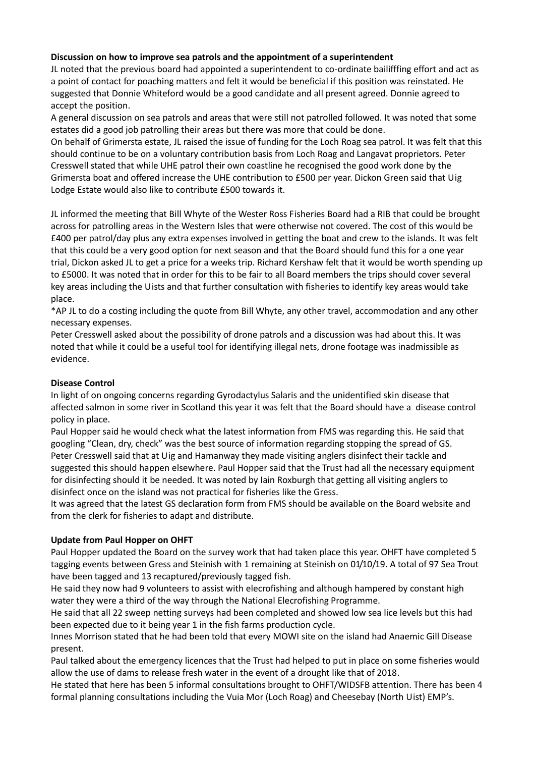**Discussion on how to improve sea patrols and the appointment of a superintendent**

JL noted that the previous board had appointed a superintendent to co-ordinate bailifffing effort and act as a point of contact for poaching matters and felt it would be beneficial if this position was reinstated. He suggested that Donnie Whiteford would be a good candidate and all present agreed. Donnie agreed to accept the position.

A general discussion on sea patrols and areas that were still not patrolled followed. It was noted that some estates did a good job patrolling their areas but there was more that could be done.

On behalf of Grimersta estate, JL raised the issue of funding for the Loch Roag sea patrol. It was felt that this should continue to be on a voluntary contribution basis from Loch Roag and Langavat proprietors. Peter Cresswell stated that while UHE patrol their own coastline he recognised the good work done by the Grimersta boat and offered increase the UHE contribution to £500 per year. Dickon Green said that Uig Lodge Estate would also like to contribute £500 towards it.

JL informed the meeting that Bill Whyte of the Wester Ross Fisheries Board had a RIB that could be brought across for patrolling areas in the Western Isles that were otherwise not covered. The cost of this would be £400 per patrol/day plus any extra expenses involved in getting the boat and crew to the islands. It was felt that this could be a very good option for next season and that the Board should fund this for a one year trial, Dickon asked JL to get a price for a weeks trip. Richard Kershaw felt that it would be worth spending up to £5000. It was noted that in order for this to be fair to all Board members the trips should cover several key areas including the Uists and that further consultation with fisheries to identify key areas would take place.

*AP JL to do a costing including the quote from Bill Whyte, any other travel, accommodation and any other necessary expenses.

Peter Cresswell asked about the possibility of drone patrols and a discussion was had about this. It was noted that while it could be a useful tool for identifying illegal nets, drone footage was inadmissible as evidence.

**Disease Control**

In light of on ongoing concerns regarding Gyrodactylus Salaris and the unidentified skin disease that affected salmon in some river in Scotland this year it was felt that the Board should have a disease control policy in place.

Paul Hopper said he would check what the latest information from FMS was regarding this. He said that googling "Clean, dry, check" was the best source of information regarding stopping the spread of GS. Peter Cresswell said that at Uig and Hamanway they made visiting anglers disinfect their tackle and suggested this should happen elsewhere. Paul Hopper said that the Trust had all the necessary equipment for disinfecting should it be needed. It was noted by Iain Roxburgh that getting all visiting anglers to disinfect once on the island was not practical for fisheries like the Gress.

It was agreed that the latest GS declaration form from FMS should be available on the Board website and from the clerk for fisheries to adapt and distribute.

**Update from Paul Hopper on OHFT**

Paul Hopper updated the Board on the survey work that had taken place this year. OHFT have completed 5 tagging events between Gress and Steinish with 1 remaining at Steinish on 01/10/19. A total of 97 Sea Trout have been tagged and 13 recaptured/previously tagged fish.

He said they now had 9 volunteers to assist with elecrofishing and although hampered by constant high water they were a third of the way through the National Elecrofishing Programme.

He said that all 22 sweep netting surveys had been completed and showed low sea lice levels but this had been expected due to it being year 1 in the fish farms production cycle.

Innes Morrison stated that he had been told that every MOWI site on the island had Anaemic Gill Disease present.

Paul talked about the emergency licences that the Trust had helped to put in place on some fisheries would allow the use of dams to release fresh water in the event of a drought like that of 2018.

He stated that here has been 5 informal consultations brought to OHFT/WIDSFB attention. There has been 4 formal planning consultations including the Vuia Mor (Loch Roag) and Cheesebay (North Uist) EMP's.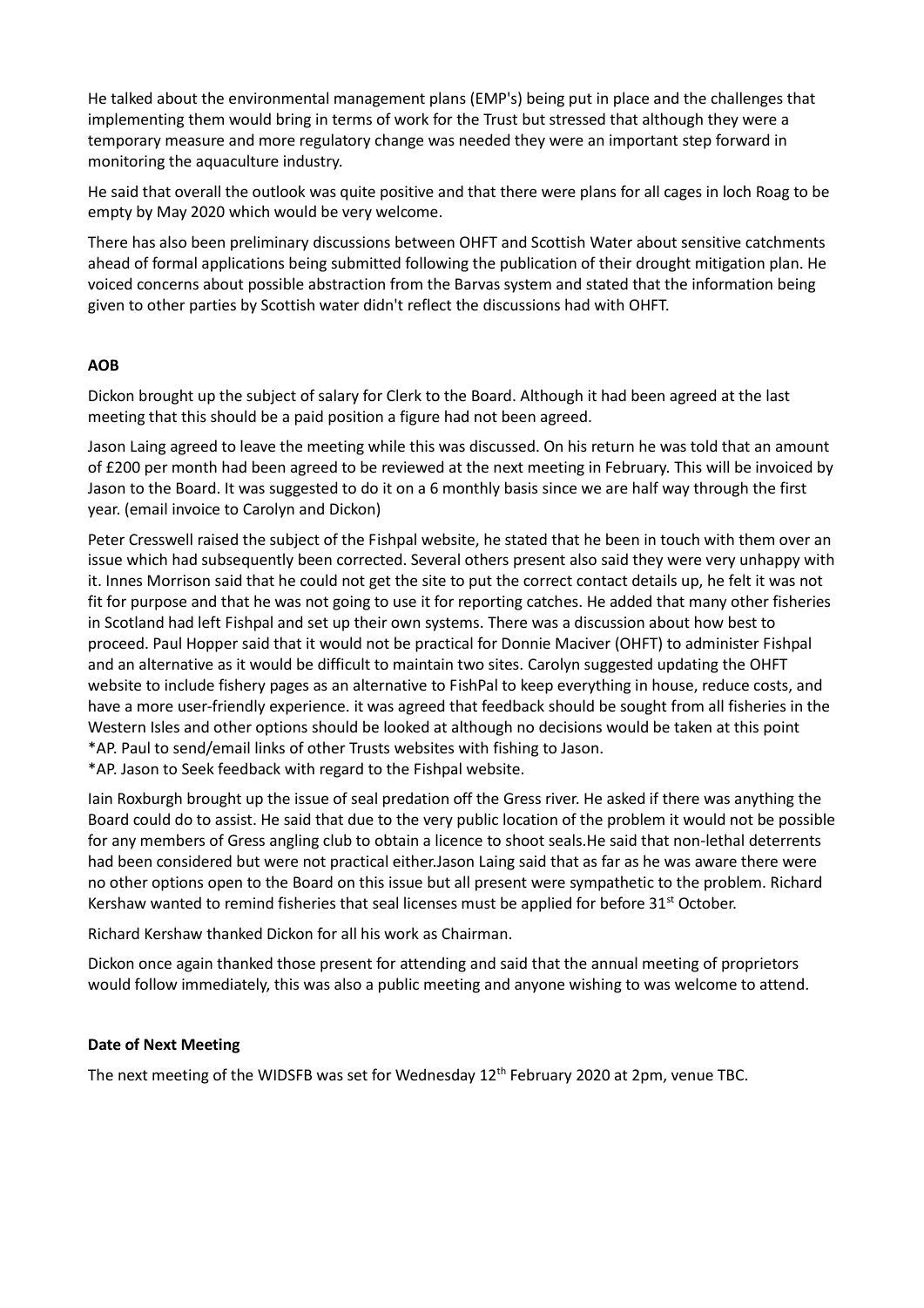He talked about the environmental management plans (EMP's) being put in place and the challenges that implementing them would bring in terms of work for the Trust but stressed that although they were a temporary measure and more regulatory change was needed they were an important step forward in monitoring the aquaculture industry.

He said that overall the outlook was quite positive and that there were plans for all cages in loch Roag to be empty by May 2020 which would be very welcome.

There has also been preliminary discussions between OHFT and Scottish Water about sensitive catchments ahead of formal applications being submitted following the publication of their drought mitigation plan. He voiced concerns about possible abstraction from the Barvas system and stated that the information being given to other parties by Scottish water didn't reflect the discussions had with OHFT.

**AOB**

Dickon brought up the subject of salary for Clerk to the Board. Although it had been agreed at the last meeting that this should be a paid position a figure had not been agreed.

Jason Laing agreed to leave the meeting while this was discussed. On his return he was told that an amount of £200 per month had been agreed to be reviewed at the next meeting in February. This will be invoiced by Jason to the Board. It was suggested to do it on a 6 monthly basis since we are half way through the first year. (email invoice to Carolyn and Dickon)

Peter Cresswell raised the subject of the Fishpal website, he stated that he been in touch with them over an issue which had subsequently been corrected. Several others present also said they were very unhappy with it. Innes Morrison said that he could not get the site to put the correct contact details up, he felt it was not fit for purpose and that he was not going to use it for reporting catches. He added that many other fisheries in Scotland had left Fishpal and set up their own systems. There was a discussion about how best to proceed. Paul Hopper said that it would not be practical for Donnie Maciver (OHFT) to administer Fishpal and an alternative as it would be difficult to maintain two sites. Carolyn suggested updating the OHFT website to include fishery pages as an alternative to FishPal to keep everything in house, reduce costs, and have a more user-friendly experience. it was agreed that feedback should be sought from all fisheries in the Western Isles and other options should be looked at although no decisions would be taken at this point
*AP. Paul to send/email links of other Trusts websites with fishing to Jason.
*AP. Jason to Seek feedback with regard to the Fishpal website.

Iain Roxburgh brought up the issue of seal predation off the Gress river. He asked if there was anything the Board could do to assist. He said that due to the very public location of the problem it would not be possible for any members of Gress angling club to obtain a licence to shoot seals.He said that non-lethal deterrents had been considered but were not practical either.Jason Laing said that as far as he was aware there were no other options open to the Board on this issue but all present were sympathetic to the problem. Richard Kershaw wanted to remind fisheries that seal licenses must be applied for before 31st October.

Richard Kershaw thanked Dickon for all his work as Chairman.

Dickon once again thanked those present for attending and said that the annual meeting of proprietors would follow immediately, this was also a public meeting and anyone wishing to was welcome to attend.

**Date of Next Meeting**

The next meeting of the WIDSFB was set for Wednesday 12th February 2020 at 2pm, venue TBC.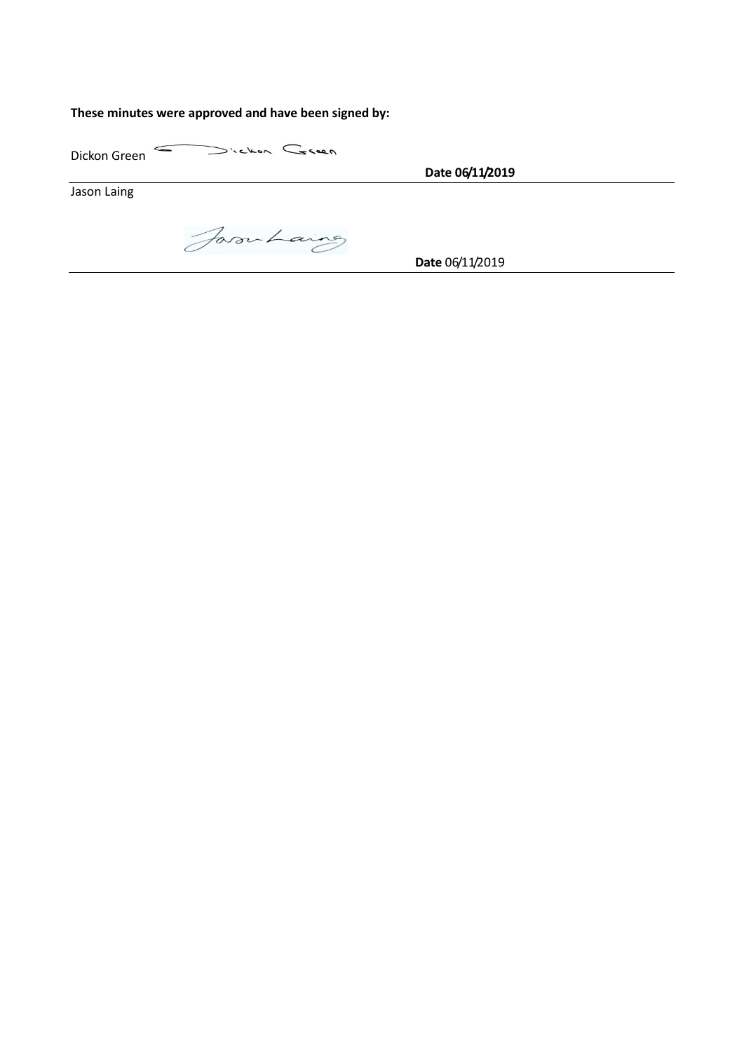**These minutes were approved and have been signed by:**

Dickon Green

**Date 06/11/2019**

Jason Laing

**Date** 06/11/2019